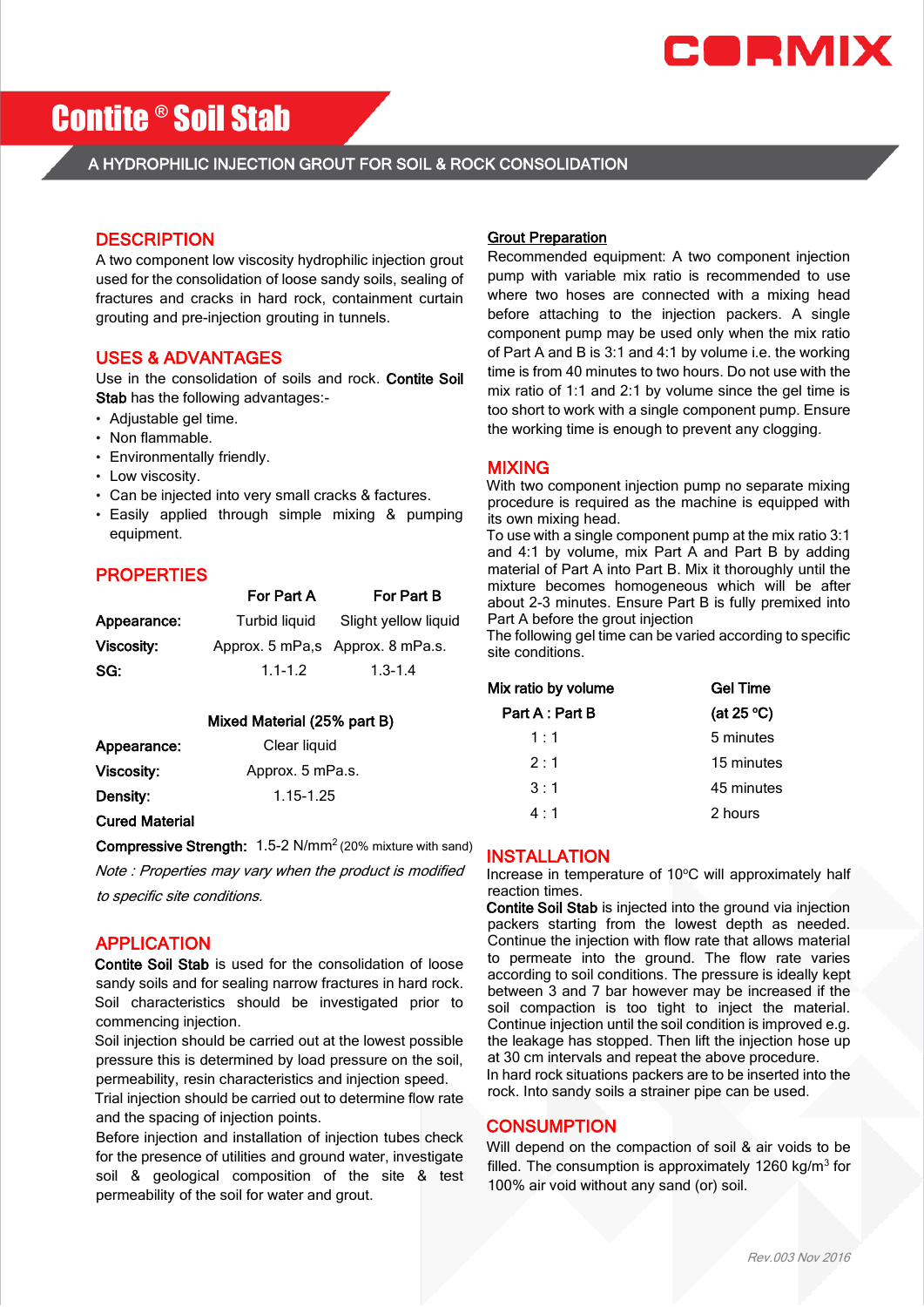CORMIX

# Contite® Soil Stab

## A HYDROPHILIC INJECTION GROUT FOR SOIL & ROCK CONSOLIDATION

## DESCRIPTION

A two component low viscosity hydrophilic injection grout used for the consolidation of loose sandy soils, sealing of fractures and cracks in hard rock, containment curtain grouting and pre-injection grouting in tunnels.

## USES & ADVANTAGES

Use in the consolidation of soils and rock. **Contite Soil Stab** has the following advantages:-

- Adjustable gel time.
- Non flammable.
- Environmentally friendly.
- Low viscosity.
- Can be injected into very small cracks & factures.
- Easily applied through simple mixing & pumping equipment.

## PROPERTIES

| | For Part A | For Part B |
|---|---|---|
| **Appearance:** | Turbid liquid | Slight yellow liquid |
| **Viscosity:** | Approx. 5 mPa,s | Approx. 8 mPa.s. |
| **SG:** | 1.1-1.2 | 1.3-1.4 |

| | Mixed Material (25% part B) |
|---|---|
| **Appearance:** | Clear liquid |
| **Viscosity:** | Approx. 5 mPa.s. |
| **Density:** | 1.15-1.25 |

**Cured Material**

**Compressive Strength:** 1.5-2 N/mm$^2$ (20% mixture with sand)

*Note : Properties may vary when the product is modified to specific site conditions.*

## APPLICATION

**Contite Soil Stab** is used for the consolidation of loose sandy soils and for sealing narrow fractures in hard rock. Soil characteristics should be investigated prior to commencing injection.

Soil injection should be carried out at the lowest possible pressure this is determined by load pressure on the soil, permeability, resin characteristics and injection speed.

Trial injection should be carried out to determine flow rate and the spacing of injection points.

Before injection and installation of injection tubes check for the presence of utilities and ground water, investigate soil & geological composition of the site & test permeability of the soil for water and grout.

### Grout Preparation

Recommended equipment: A two component injection pump with variable mix ratio is recommended to use where two hoses are connected with a mixing head before attaching to the injection packers. A single component pump may be used only when the mix ratio of Part A and B is 3:1 and 4:1 by volume i.e. the working time is from 40 minutes to two hours. Do not use with the mix ratio of 1:1 and 2:1 by volume since the gel time is too short to work with a single component pump. Ensure the working time is enough to prevent any clogging.

## MIXING

With two component injection pump no separate mixing procedure is required as the machine is equipped with its own mixing head.

To use with a single component pump at the mix ratio 3:1 and 4:1 by volume, mix Part A and Part B by adding material of Part A into Part B. Mix it thoroughly until the mixture becomes homogeneous which will be after about 2-3 minutes. Ensure Part B is fully premixed into Part A before the grout injection

The following gel time can be varied according to specific site conditions.

| Mix ratio by volume Part A : Part B | Gel Time (at 25 °C) |
|---|---|
| 1 : 1 | 5 minutes |
| 2 : 1 | 15 minutes |
| 3 : 1 | 45 minutes |
| 4 : 1 | 2 hours |

## INSTALLATION

Increase in temperature of 10°C will approximately half reaction times.

**Contite Soil Stab** is injected into the ground via injection packers starting from the lowest depth as needed. Continue the injection with flow rate that allows material to permeate into the ground. The flow rate varies according to soil conditions. The pressure is ideally kept between 3 and 7 bar however may be increased if the soil compaction is too tight to inject the material. Continue injection until the soil condition is improved e.g. the leakage has stopped. Then lift the injection hose up at 30 cm intervals and repeat the above procedure.

In hard rock situations packers are to be inserted into the rock. Into sandy soils a strainer pipe can be used.

## CONSUMPTION

Will depend on the compaction of soil & air voids to be filled. The consumption is approximately 1260 kg/m$^3$ for 100% air void without any sand (or) soil.

*Rev.003 Nov 2016*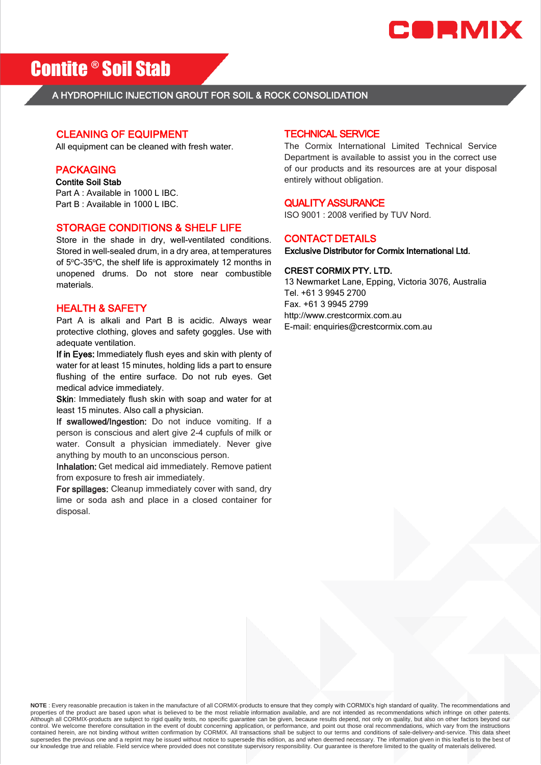# Contite ® Soil Stab

## A HYDROPHILIC INJECTION GROUT FOR SOIL & ROCK CONSOLIDATION

### CLEANING OF EQUIPMENT

All equipment can be cleaned with fresh water.

### PACKAGING

**Contite Soil Stab**
Part A : Available in 1000 L IBC.
Part B : Available in 1000 L IBC.

### STORAGE CONDITIONS & SHELF LIFE

Store in the shade in dry, well-ventilated conditions. Stored in well-sealed drum, in a dry area, at temperatures of 5°C-35°C, the shelf life is approximately 12 months in unopened drums. Do not store near combustible materials.

### HEALTH & SAFETY

Part A is alkali and Part B is acidic. Always wear protective clothing, gloves and safety goggles. Use with adequate ventilation.

**If in Eyes:** Immediately flush eyes and skin with plenty of water for at least 15 minutes, holding lids a part to ensure flushing of the entire surface. Do not rub eyes. Get medical advice immediately.

**Skin**: Immediately flush skin with soap and water for at least 15 minutes. Also call a physician.

**If swallowed/Ingestion:** Do not induce vomiting. If a person is conscious and alert give 2-4 cupfuls of milk or water. Consult a physician immediately. Never give anything by mouth to an unconscious person.

**Inhalation:** Get medical aid immediately. Remove patient from exposure to fresh air immediately.

**For spillages:** Cleanup immediately cover with sand, dry lime or soda ash and place in a closed container for disposal.

### TECHNICAL SERVICE

The Cormix International Limited Technical Service Department is available to assist you in the correct use of our products and its resources are at your disposal entirely without obligation.

### QUALITY ASSURANCE

ISO 9001 : 2008 verified by TUV Nord.

### CONTACT DETAILS

**Exclusive Distributor for Cormix International Ltd.**

**CREST CORMIX PTY. LTD.**
13 Newmarket Lane, Epping, Victoria 3076, Australia
Tel. +61 3 9945 2700
Fax. +61 3 9945 2799
http://www.crestcormix.com.au
E-mail: enquiries@crestcormix.com.au

**NOTE** : Every reasonable precaution is taken in the manufacture of all CORMIX-products to ensure that they comply with CORMIX's high standard of quality. The recommendations and properties of the product are based upon what is believed to be the most reliable information available, and are not intended as recommendations which infringe on other patents. Although all CORMIX-products are subject to rigid quality tests, no specific guarantee can be given, because results depend, not only on quality, but also on other factors beyond our control. We welcome therefore consultation in the event of doubt concerning application, or performance, and point out those oral recommendations, which vary from the instructions contained herein, are not binding without written confirmation by CORMIX. All transactions shall be subject to our terms and conditions of sale-delivery-and-service. This data sheet supersedes the previous one and a reprint may be issued without notice to supersede this edition, as and when deemed necessary. The information given in this leaflet is to the best of our knowledge true and reliable. Field service where provided does not constitute supervisory responsibility. Our guarantee is therefore limited to the quality of materials delivered.